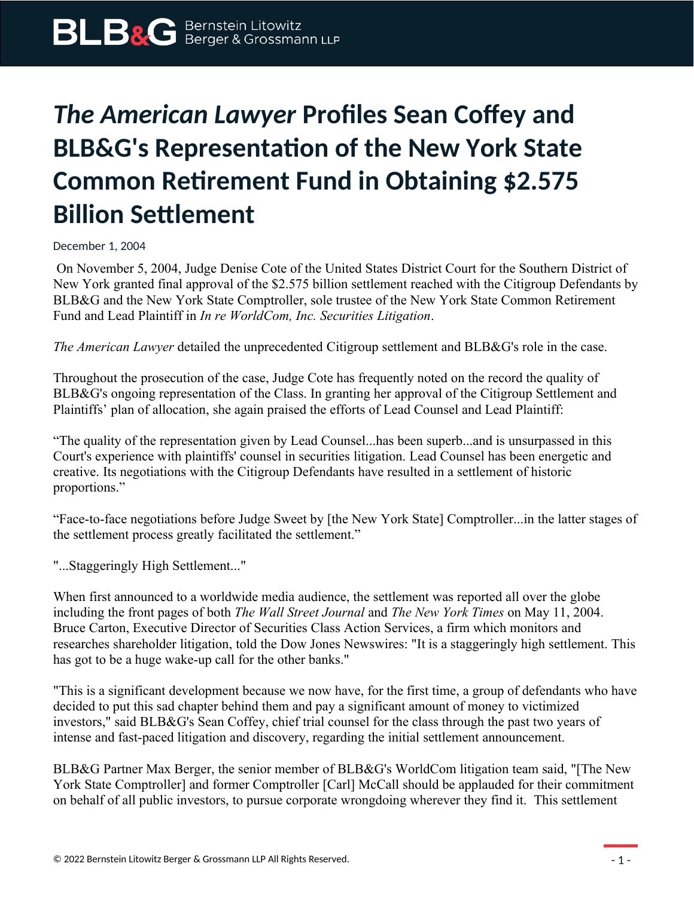# *The American Lawyer* Profiles Sean Coffey and BLB&G's Representation of the New York State Common Retirement Fund in Obtaining $2.575 Billion Settlement

December 1, 2004

On November 5, 2004, Judge Denise Cote of the United States District Court for the Southern District of New York granted final approval of the $2.575 billion settlement reached with the Citigroup Defendants by BLB&G and the New York State Comptroller, sole trustee of the New York State Common Retirement Fund and Lead Plaintiff in *In re WorldCom, Inc. Securities Litigation*.

*The American Lawyer* detailed the unprecedented Citigroup settlement and BLB&G's role in the case.

Throughout the prosecution of the case, Judge Cote has frequently noted on the record the quality of BLB&G's ongoing representation of the Class. In granting her approval of the Citigroup Settlement and Plaintiffs' plan of allocation, she again praised the efforts of Lead Counsel and Lead Plaintiff:

"The quality of the representation given by Lead Counsel...has been superb...and is unsurpassed in this Court's experience with plaintiffs' counsel in securities litigation. Lead Counsel has been energetic and creative. Its negotiations with the Citigroup Defendants have resulted in a settlement of historic proportions."

"Face-to-face negotiations before Judge Sweet by [the New York State] Comptroller...in the latter stages of the settlement process greatly facilitated the settlement."

"...Staggeringly High Settlement..."

When first announced to a worldwide media audience, the settlement was reported all over the globe including the front pages of both *The Wall Street Journal* and *The New York Times* on May 11, 2004. Bruce Carton, Executive Director of Securities Class Action Services, a firm which monitors and researches shareholder litigation, told the Dow Jones Newswires: "It is a staggeringly high settlement. This has got to be a huge wake-up call for the other banks."

"This is a significant development because we now have, for the first time, a group of defendants who have decided to put this sad chapter behind them and pay a significant amount of money to victimized investors," said BLB&G's Sean Coffey, chief trial counsel for the class through the past two years of intense and fast-paced litigation and discovery, regarding the initial settlement announcement.

BLB&G Partner Max Berger, the senior member of BLB&G's WorldCom litigation team said, "[The New York State Comptroller] and former Comptroller [Carl] McCall should be applauded for their commitment on behalf of all public investors, to pursue corporate wrongdoing wherever they find it. This settlement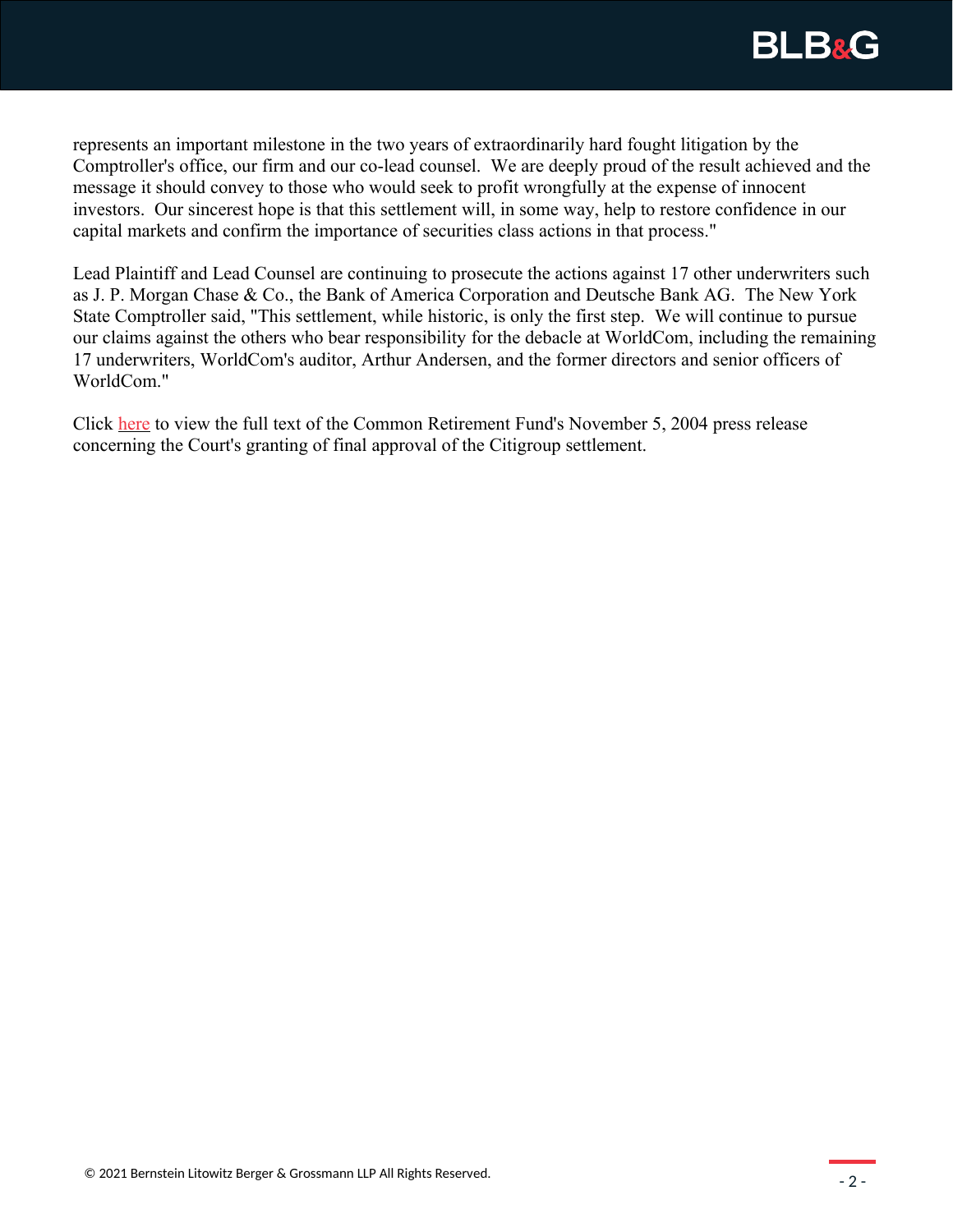represents an important milestone in the two years of extraordinarily hard fought litigation by the Comptroller's office, our firm and our co-lead counsel. We are deeply proud of the result achieved and the message it should convey to those who would seek to profit wrongfully at the expense of innocent investors. Our sincerest hope is that this settlement will, in some way, help to restore confidence in our capital markets and confirm the importance of securities class actions in that process."

Lead Plaintiff and Lead Counsel are continuing to prosecute the actions against 17 other underwriters such as J. P. Morgan Chase & Co., the Bank of America Corporation and Deutsche Bank AG. The New York State Comptroller said, "This settlement, while historic, is only the first step. We will continue to pursue our claims against the others who bear responsibility for the debacle at WorldCom, including the remaining 17 underwriters, WorldCom's auditor, Arthur Andersen, and the former directors and senior officers of WorldCom."

Click here to view the full text of the Common Retirement Fund's November 5, 2004 press release concerning the Court's granting of final approval of the Citigroup settlement.